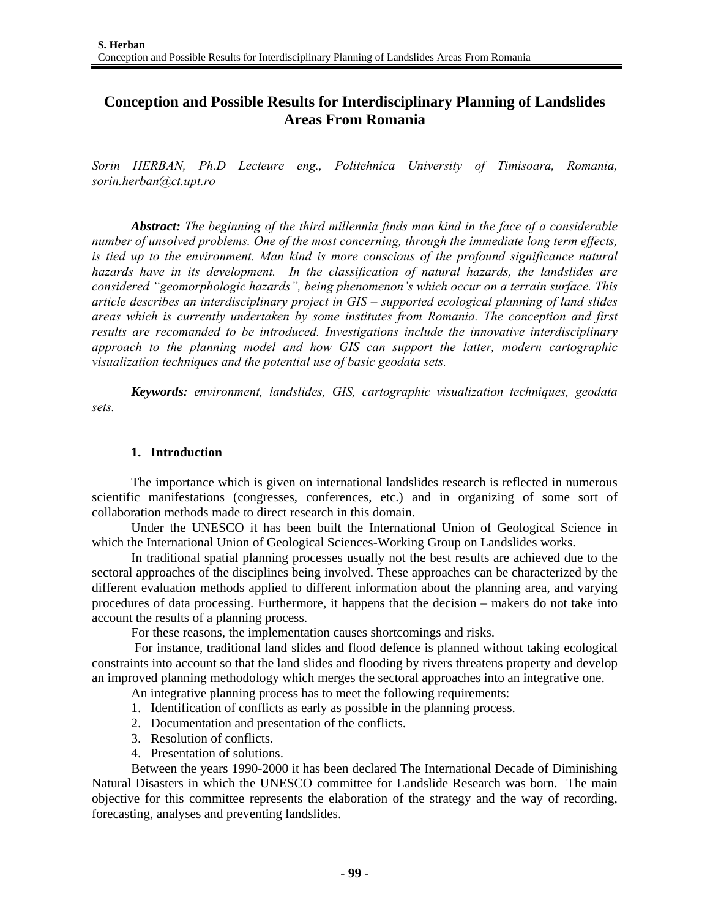# Conception and Possible Results for Interdisciplinary Planning of Landslides Areas From Romania

*Sorin HERBAN, Ph.D Lecteure eng., Politehnica University of Timisoara, Romania, sorin.herban@ct.upt.ro*

***Abstract:*** *The beginning of the third millennia finds man kind in the face of a considerable number of unsolved problems. One of the most concerning, through the immediate long term effects, is tied up to the environment. Man kind is more conscious of the profound significance natural hazards have in its development. In the classification of natural hazards, the landslides are considered "geomorphologic hazards", being phenomenon's which occur on a terrain surface. This article describes an interdisciplinary project in GIS – supported ecological planning of land slides areas which is currently undertaken by some institutes from Romania. The conception and first results are recomanded to be introduced. Investigations include the innovative interdisciplinary approach to the planning model and how GIS can support the latter, modern cartographic visualization techniques and the potential use of basic geodata sets.*

***Keywords:*** *environment, landslides, GIS, cartographic visualization techniques, geodata sets.*

## 1. Introduction

The importance which is given on international landslides research is reflected in numerous scientific manifestations (congresses, conferences, etc.) and in organizing of some sort of collaboration methods made to direct research in this domain.

Under the UNESCO it has been built the International Union of Geological Science in which the International Union of Geological Sciences-Working Group on Landslides works.

In traditional spatial planning processes usually not the best results are achieved due to the sectoral approaches of the disciplines being involved. These approaches can be characterized by the different evaluation methods applied to different information about the planning area, and varying procedures of data processing. Furthermore, it happens that the decision – makers do not take into account the results of a planning process.

For these reasons, the implementation causes shortcomings and risks.

For instance, traditional land slides and flood defence is planned without taking ecological constraints into account so that the land slides and flooding by rivers threatens property and develop an improved planning methodology which merges the sectoral approaches into an integrative one.

An integrative planning process has to meet the following requirements:

1. Identification of conflicts as early as possible in the planning process.
2. Documentation and presentation of the conflicts.
3. Resolution of conflicts.
4. Presentation of solutions.

Between the years 1990-2000 it has been declared The International Decade of Diminishing Natural Disasters in which the UNESCO committee for Landslide Research was born. The main objective for this committee represents the elaboration of the strategy and the way of recording, forecasting, analyses and preventing landslides.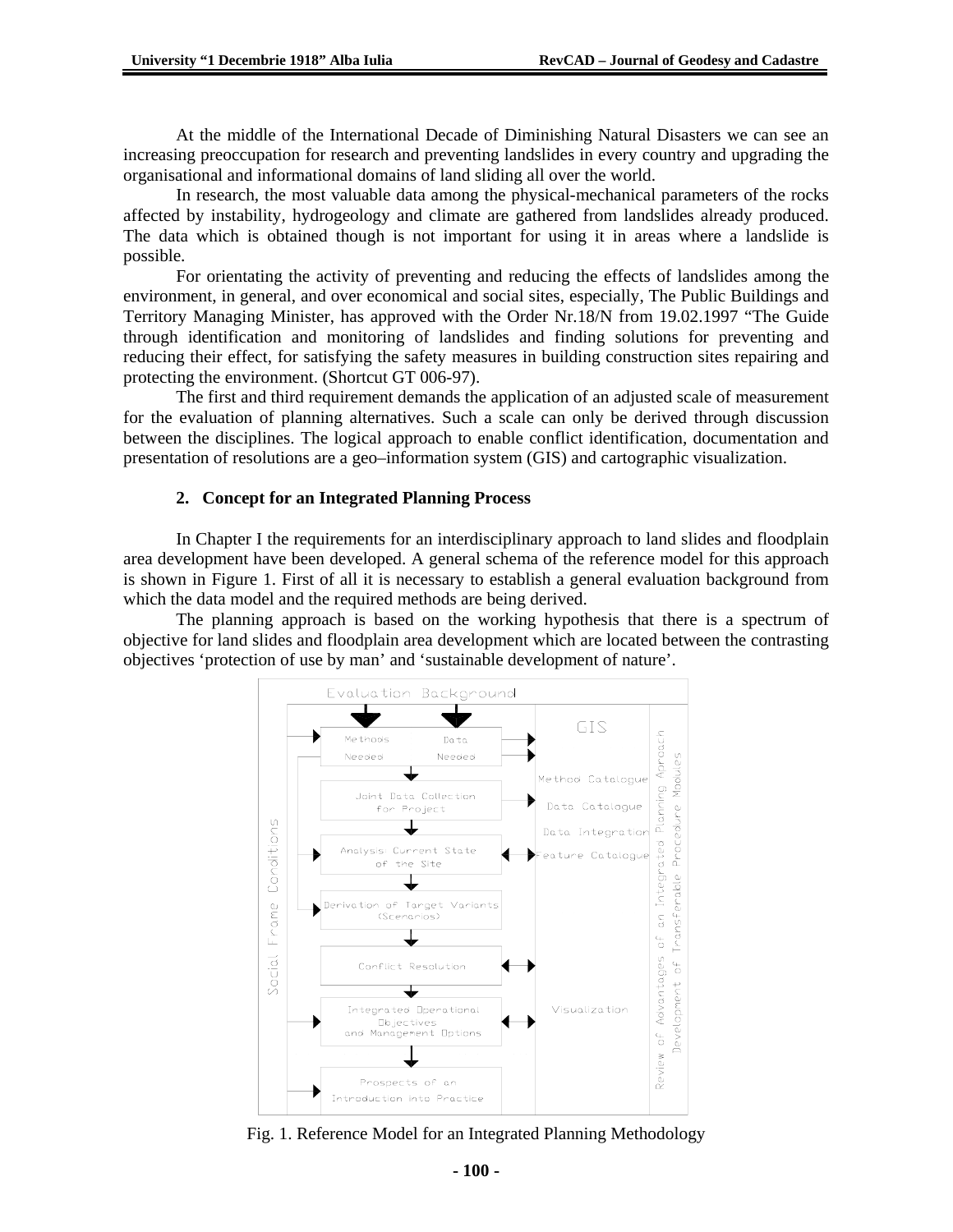At the middle of the International Decade of Diminishing Natural Disasters we can see an increasing preoccupation for research and preventing landslides in every country and upgrading the organisational and informational domains of land sliding all over the world.

In research, the most valuable data among the physical-mechanical parameters of the rocks affected by instability, hydrogeology and climate are gathered from landslides already produced. The data which is obtained though is not important for using it in areas where a landslide is possible.

For orientating the activity of preventing and reducing the effects of landslides among the environment, in general, and over economical and social sites, especially, The Public Buildings and Territory Managing Minister, has approved with the Order Nr.18/N from 19.02.1997 "The Guide through identification and monitoring of landslides and finding solutions for preventing and reducing their effect, for satisfying the safety measures in building construction sites repairing and protecting the environment. (Shortcut GT 006-97).

The first and third requirement demands the application of an adjusted scale of measurement for the evaluation of planning alternatives. Such a scale can only be derived through discussion between the disciplines. The logical approach to enable conflict identification, documentation and presentation of resolutions are a geo–information system (GIS) and cartographic visualization.

## 2. Concept for an Integrated Planning Process

In Chapter I the requirements for an interdisciplinary approach to land slides and floodplain area development have been developed. A general schema of the reference model for this approach is shown in Figure 1. First of all it is necessary to establish a general evaluation background from which the data model and the required methods are being derived.

The planning approach is based on the working hypothesis that there is a spectrum of objective for land slides and floodplain area development which are located between the contrasting objectives 'protection of use by man' and 'sustainable development of nature'.

Fig. 1. Reference Model for an Integrated Planning Methodology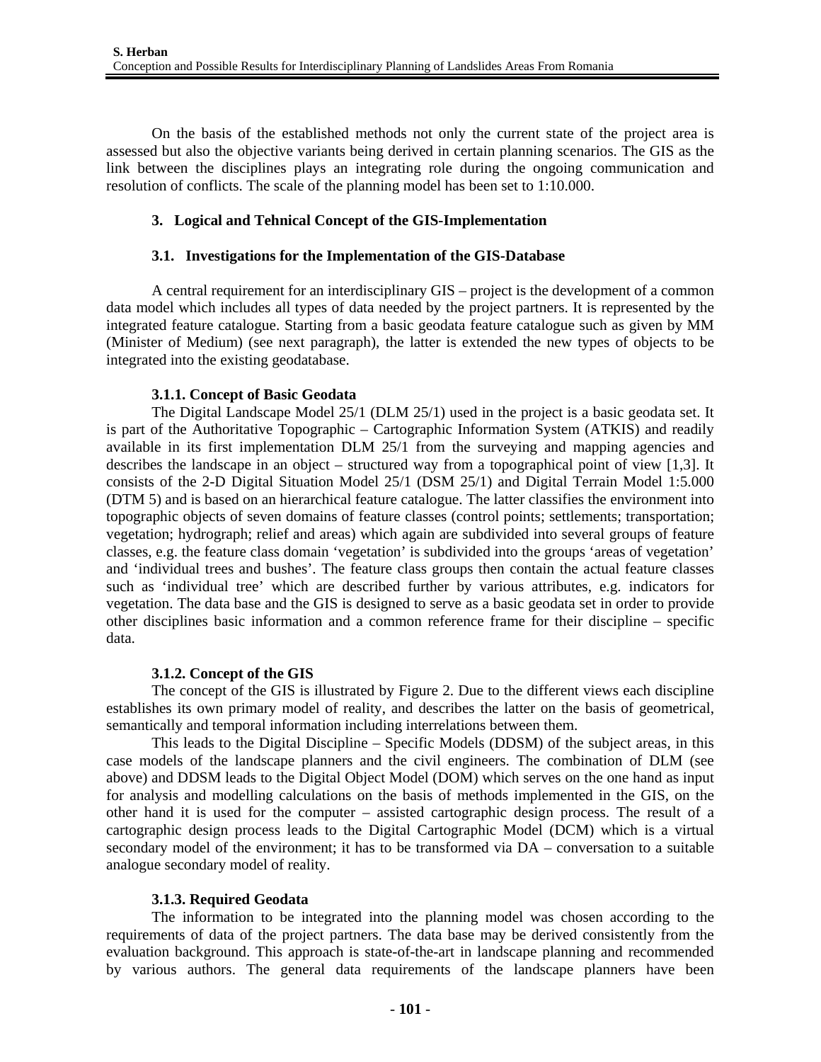On the basis of the established methods not only the current state of the project area is assessed but also the objective variants being derived in certain planning scenarios. The GIS as the link between the disciplines plays an integrating role during the ongoing communication and resolution of conflicts. The scale of the planning model has been set to 1:10.000.

## 3. Logical and Tehnical Concept of the GIS-Implementation

### 3.1. Investigations for the Implementation of the GIS-Database

A central requirement for an interdisciplinary GIS – project is the development of a common data model which includes all types of data needed by the project partners. It is represented by the integrated feature catalogue. Starting from a basic geodata feature catalogue such as given by MM (Minister of Medium) (see next paragraph), the latter is extended the new types of objects to be integrated into the existing geodatabase.

#### 3.1.1. Concept of Basic Geodata

The Digital Landscape Model 25/1 (DLM 25/1) used in the project is a basic geodata set. It is part of the Authoritative Topographic – Cartographic Information System (ATKIS) and readily available in its first implementation DLM 25/1 from the surveying and mapping agencies and describes the landscape in an object – structured way from a topographical point of view [1,3]. It consists of the 2-D Digital Situation Model 25/1 (DSM 25/1) and Digital Terrain Model 1:5.000 (DTM 5) and is based on an hierarchical feature catalogue. The latter classifies the environment into topographic objects of seven domains of feature classes (control points; settlements; transportation; vegetation; hydrograph; relief and areas) which again are subdivided into several groups of feature classes, e.g. the feature class domain 'vegetation' is subdivided into the groups 'areas of vegetation' and 'individual trees and bushes'. The feature class groups then contain the actual feature classes such as 'individual tree' which are described further by various attributes, e.g. indicators for vegetation. The data base and the GIS is designed to serve as a basic geodata set in order to provide other disciplines basic information and a common reference frame for their discipline – specific data.

#### 3.1.2. Concept of the GIS

The concept of the GIS is illustrated by Figure 2. Due to the different views each discipline establishes its own primary model of reality, and describes the latter on the basis of geometrical, semantically and temporal information including interrelations between them.

This leads to the Digital Discipline – Specific Models (DDSM) of the subject areas, in this case models of the landscape planners and the civil engineers. The combination of DLM (see above) and DDSM leads to the Digital Object Model (DOM) which serves on the one hand as input for analysis and modelling calculations on the basis of methods implemented in the GIS, on the other hand it is used for the computer – assisted cartographic design process. The result of a cartographic design process leads to the Digital Cartographic Model (DCM) which is a virtual secondary model of the environment; it has to be transformed via DA – conversation to a suitable analogue secondary model of reality.

#### 3.1.3. Required Geodata

The information to be integrated into the planning model was chosen according to the requirements of data of the project partners. The data base may be derived consistently from the evaluation background. This approach is state-of-the-art in landscape planning and recommended by various authors. The general data requirements of the landscape planners have been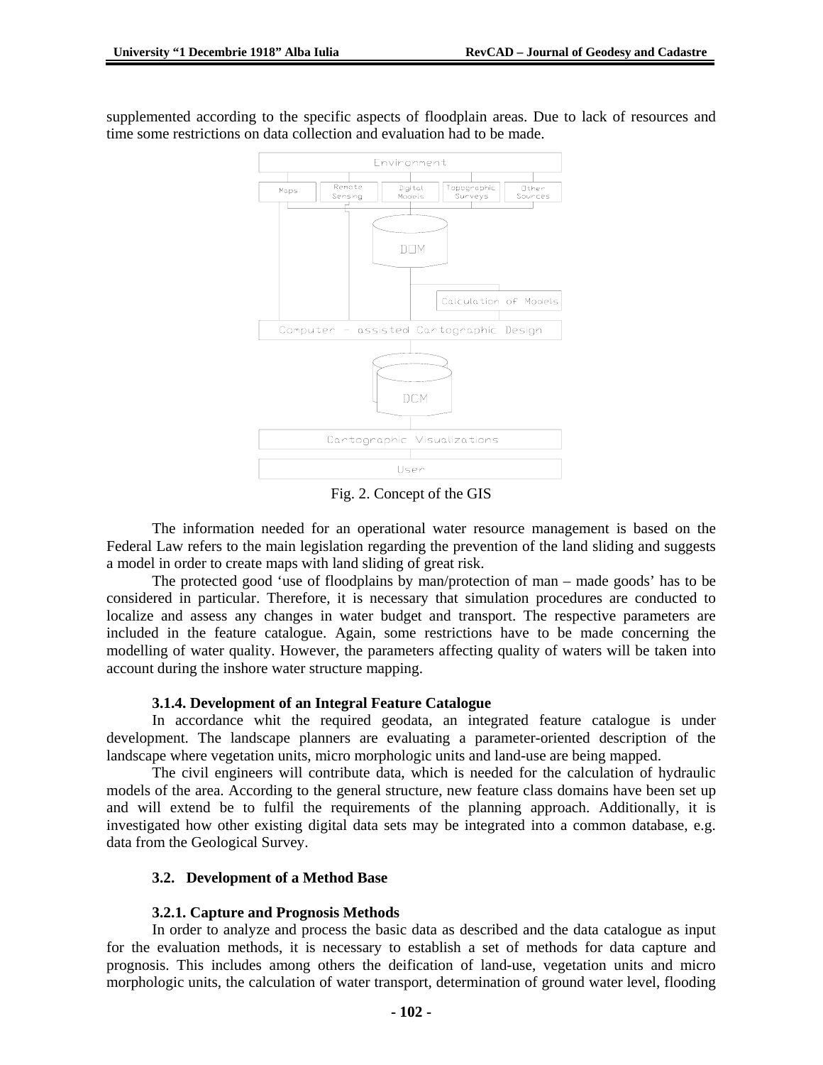supplemented according to the specific aspects of floodplain areas. Due to lack of resources and time some restrictions on data collection and evaluation had to be made.

Fig. 2. Concept of the GIS

The information needed for an operational water resource management is based on the Federal Law refers to the main legislation regarding the prevention of the land sliding and suggests a model in order to create maps with land sliding of great risk.

The protected good 'use of floodplains by man/protection of man – made goods' has to be considered in particular. Therefore, it is necessary that simulation procedures are conducted to localize and assess any changes in water budget and transport. The respective parameters are included in the feature catalogue. Again, some restrictions have to be made concerning the modelling of water quality. However, the parameters affecting quality of waters will be taken into account during the inshore water structure mapping.

#### 3.1.4. Development of an Integral Feature Catalogue

In accordance whit the required geodata, an integrated feature catalogue is under development. The landscape planners are evaluating a parameter-oriented description of the landscape where vegetation units, micro morphologic units and land-use are being mapped.

The civil engineers will contribute data, which is needed for the calculation of hydraulic models of the area. According to the general structure, new feature class domains have been set up and will extend be to fulfil the requirements of the planning approach. Additionally, it is investigated how other existing digital data sets may be integrated into a common database, e.g. data from the Geological Survey.

### 3.2. Development of a Method Base

#### 3.2.1. Capture and Prognosis Methods

In order to analyze and process the basic data as described and the data catalogue as input for the evaluation methods, it is necessary to establish a set of methods for data capture and prognosis. This includes among others the deification of land-use, vegetation units and micro morphologic units, the calculation of water transport, determination of ground water level, flooding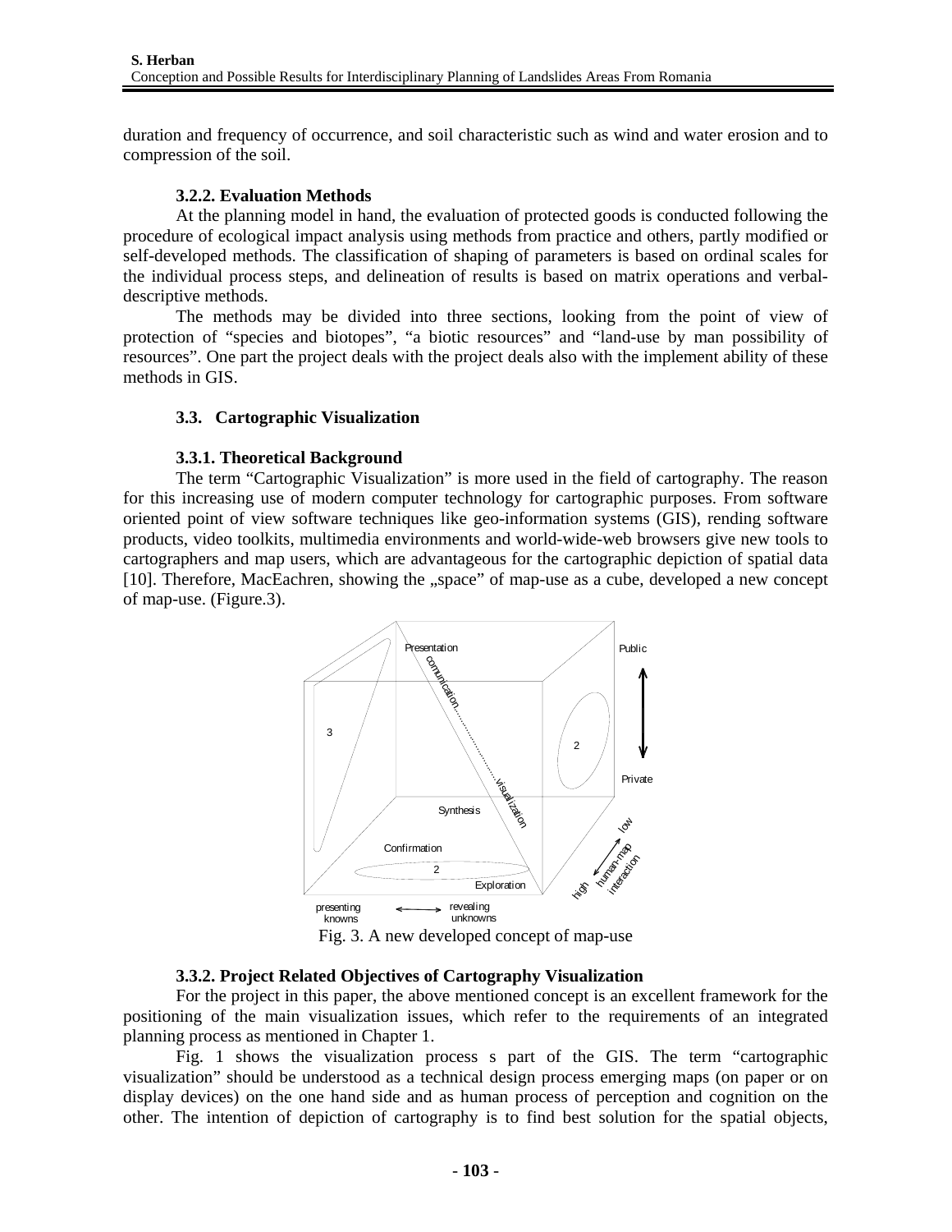duration and frequency of occurrence, and soil characteristic such as wind and water erosion and to compression of the soil.

#### 3.2.2. Evaluation Methods

At the planning model in hand, the evaluation of protected goods is conducted following the procedure of ecological impact analysis using methods from practice and others, partly modified or self-developed methods. The classification of shaping of parameters is based on ordinal scales for the individual process steps, and delineation of results is based on matrix operations and verbal-descriptive methods.

The methods may be divided into three sections, looking from the point of view of protection of "species and biotopes", "a biotic resources" and "land-use by man possibility of resources". One part the project deals with the project deals also with the implement ability of these methods in GIS.

### 3.3. Cartographic Visualization

#### 3.3.1. Theoretical Background

The term "Cartographic Visualization" is more used in the field of cartography. The reason for this increasing use of modern computer technology for cartographic purposes. From software oriented point of view software techniques like geo-information systems (GIS), rending software products, video toolkits, multimedia environments and world-wide-web browsers give new tools to cartographers and map users, which are advantageous for the cartographic depiction of spatial data [10]. Therefore, MacEachren, showing the „space" of map-use as a cube, developed a new concept of map-use. (Figure.3).

Fig. 3. A new developed concept of map-use

#### 3.3.2. Project Related Objectives of Cartography Visualization

For the project in this paper, the above mentioned concept is an excellent framework for the positioning of the main visualization issues, which refer to the requirements of an integrated planning process as mentioned in Chapter 1.

Fig. 1 shows the visualization process s part of the GIS. The term "cartographic visualization" should be understood as a technical design process emerging maps (on paper or on display devices) on the one hand side and as human process of perception and cognition on the other. The intention of depiction of cartography is to find best solution for the spatial objects,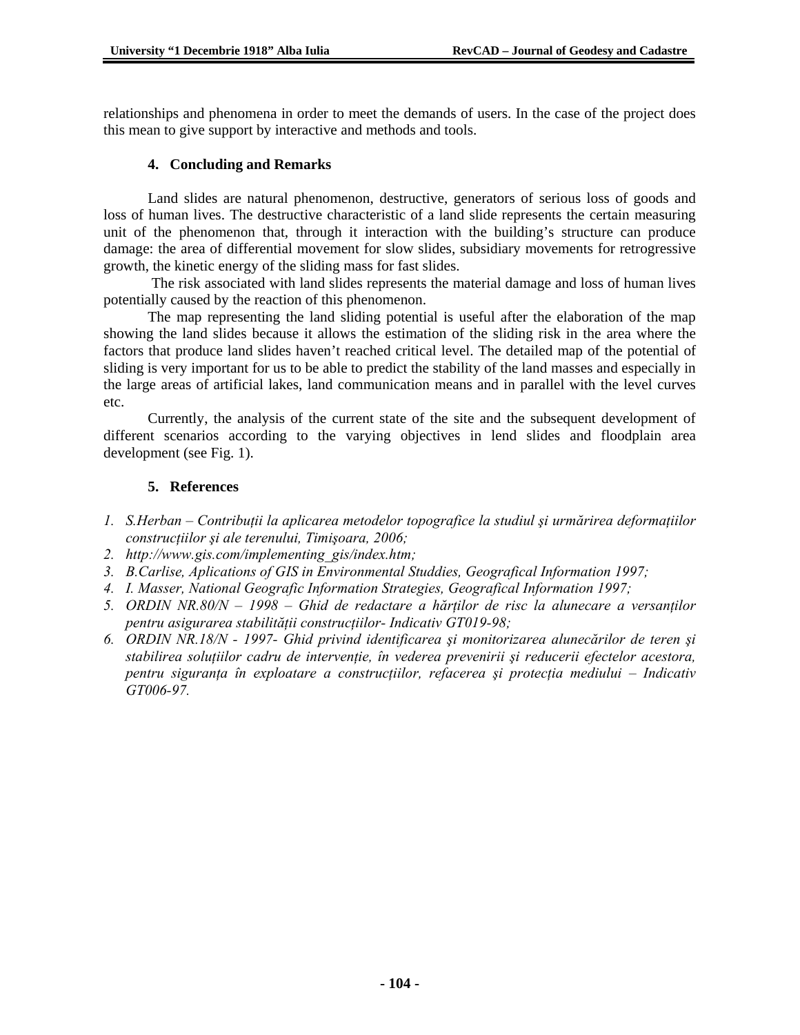relationships and phenomena in order to meet the demands of users. In the case of the project does this mean to give support by interactive and methods and tools.

## 4. Concluding and Remarks

Land slides are natural phenomenon, destructive, generators of serious loss of goods and loss of human lives. The destructive characteristic of a land slide represents the certain measuring unit of the phenomenon that, through it interaction with the building's structure can produce damage: the area of differential movement for slow slides, subsidiary movements for retrogressive growth, the kinetic energy of the sliding mass for fast slides.

The risk associated with land slides represents the material damage and loss of human lives potentially caused by the reaction of this phenomenon.

The map representing the land sliding potential is useful after the elaboration of the map showing the land slides because it allows the estimation of the sliding risk in the area where the factors that produce land slides haven't reached critical level. The detailed map of the potential of sliding is very important for us to be able to predict the stability of the land masses and especially in the large areas of artificial lakes, land communication means and in parallel with the level curves etc.

Currently, the analysis of the current state of the site and the subsequent development of different scenarios according to the varying objectives in lend slides and floodplain area development (see Fig. 1).

## 5. References

1. *S.Herban – Contribuții la aplicarea metodelor topografice la studiul şi urmărirea deformațiilor construcțiilor şi ale terenului, Timişoara, 2006;*
2. *http://www.gis.com/implementing_gis/index.htm;*
3. *B.Carlise, Aplications of GIS in Environmental Studdies, Geografical Information 1997;*
4. *I. Masser, National Geografic Information Strategies, Geografical Information 1997;*
5. *ORDIN NR.80/N – 1998 – Ghid de redactare a hărților de risc la alunecare a versanților pentru asigurarea stabilității construcțiilor- Indicativ GT019-98;*
6. *ORDIN NR.18/N - 1997- Ghid privind identificarea şi monitorizarea alunecărilor de teren şi stabilirea soluțiilor cadru de intervenție, în vederea prevenirii şi reducerii efectelor acestora, pentru siguranța în exploatare a construcțiilor, refacerea şi protecția mediului – Indicativ GT006-97.*